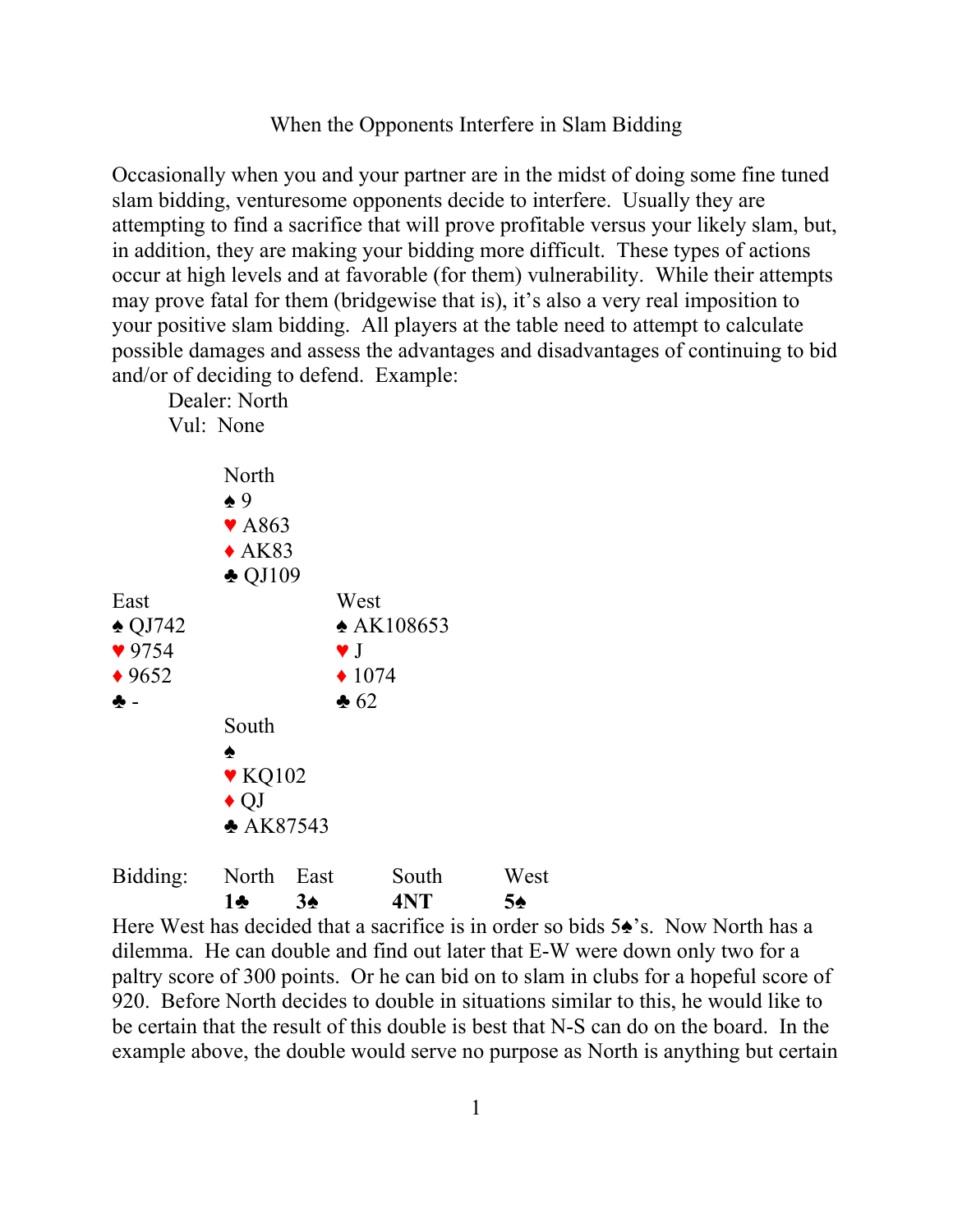# When the Opponents Interfere in Slam Bidding

Occasionally when you and your partner are in the midst of doing some fine tuned slam bidding, venturesome opponents decide to interfere. Usually they are attempting to find a sacrifice that will prove profitable versus your likely slam, but, in addition, they are making your bidding more difficult. These types of actions occur at high levels and at favorable (for them) vulnerability. While their attempts may prove fatal for them (bridgewise that is), it's also a very real imposition to your positive slam bidding. All players at the table need to attempt to calculate possible damages and assess the advantages and disadvantages of continuing to bid and/or of deciding to defend. Example:

Dealer: North
Vul: None

```
            North
            ♠ 9
            ♥ A863
            ♦ AK83
            ♣ QJ109
East                    West
♠ QJ742                 ♠ AK108653
♥ 9754                  ♥ J
♦ 9652                  ♦ 1074
♣ -                     ♣ 62
            South
            ♠
            ♥ KQ102
            ♦ QJ
            ♣ AK87543
```

| Bidding: | North | East | South | West |
|---|---|---|---|---|
| | **1♣** | **3♠** | **4NT** | **5♠** |

Here West has decided that a sacrifice is in order so bids 5♠'s. Now North has a dilemma. He can double and find out later that E-W were down only two for a paltry score of 300 points. Or he can bid on to slam in clubs for a hopeful score of 920. Before North decides to double in situations similar to this, he would like to be certain that the result of this double is best that N-S can do on the board. In the example above, the double would serve no purpose as North is anything but certain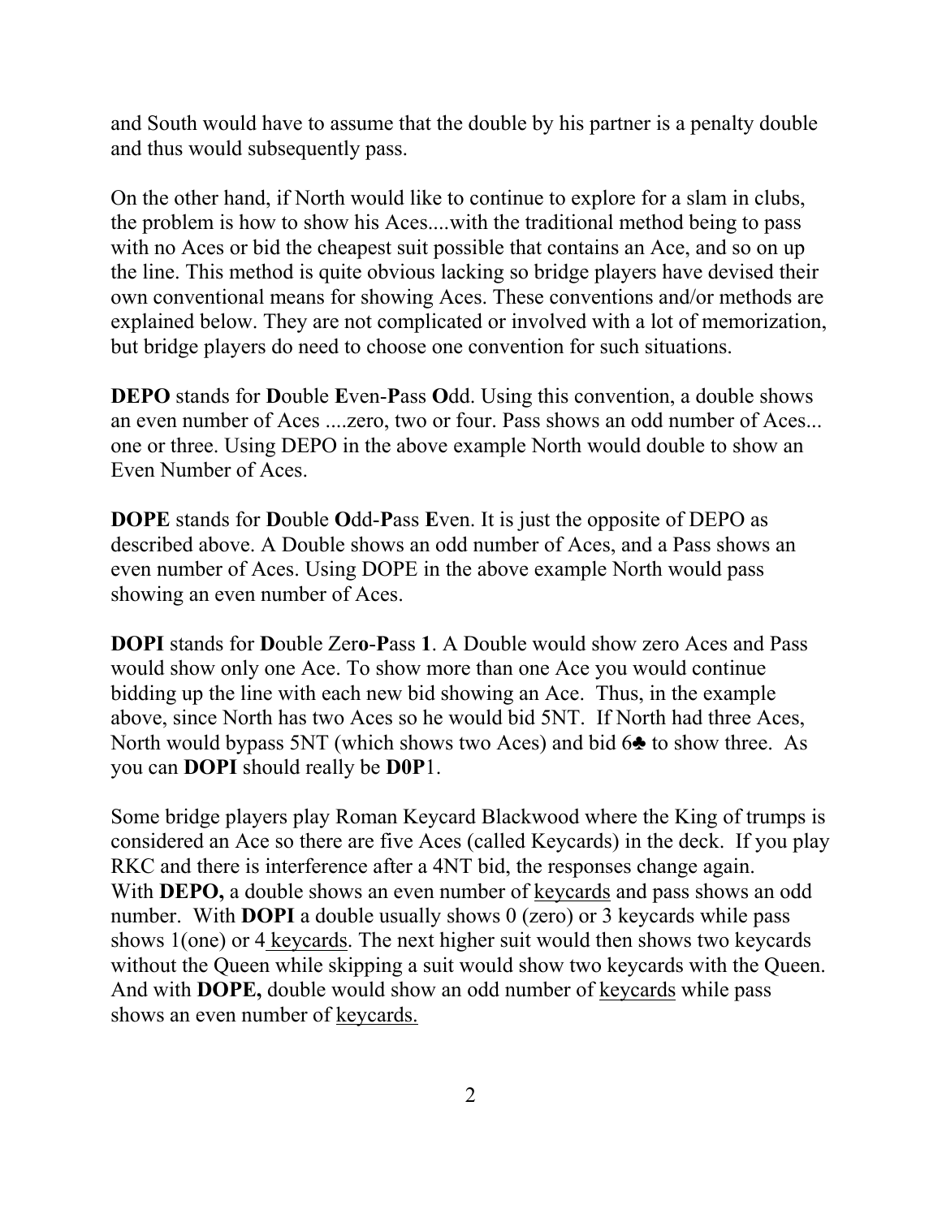and South would have to assume that the double by his partner is a penalty double and thus would subsequently pass.

On the other hand, if North would like to continue to explore for a slam in clubs, the problem is how to show his Aces....with the traditional method being to pass with no Aces or bid the cheapest suit possible that contains an Ace, and so on up the line. This method is quite obvious lacking so bridge players have devised their own conventional means for showing Aces. These conventions and/or methods are explained below. They are not complicated or involved with a lot of memorization, but bridge players do need to choose one convention for such situations.

**DEPO** stands for **D**ouble **E**ven-**P**ass **O**dd. Using this convention, a double shows an even number of Aces ....zero, two or four. Pass shows an odd number of Aces... one or three. Using DEPO in the above example North would double to show an Even Number of Aces.

**DOPE** stands for **D**ouble **O**dd-**P**ass **E**ven. It is just the opposite of DEPO as described above. A Double shows an odd number of Aces, and a Pass shows an even number of Aces. Using DOPE in the above example North would pass showing an even number of Aces.

**DOPI** stands for **D**ouble Zer**o**-**P**ass **1**. A Double would show zero Aces and Pass would show only one Ace. To show more than one Ace you would continue bidding up the line with each new bid showing an Ace. Thus, in the example above, since North has two Aces so he would bid 5NT. If North had three Aces, North would bypass 5NT (which shows two Aces) and bid 6♣ to show three. As you can **DOPI** should really be **D0P**1.

Some bridge players play Roman Keycard Blackwood where the King of trumps is considered an Ace so there are five Aces (called Keycards) in the deck. If you play RKC and there is interference after a 4NT bid, the responses change again. With **DEPO,** a double shows an even number of keycards and pass shows an odd number. With **DOPI** a double usually shows 0 (zero) or 3 keycards while pass shows 1(one) or 4 keycards. The next higher suit would then shows two keycards without the Queen while skipping a suit would show two keycards with the Queen. And with **DOPE,** double would show an odd number of keycards while pass shows an even number of keycards.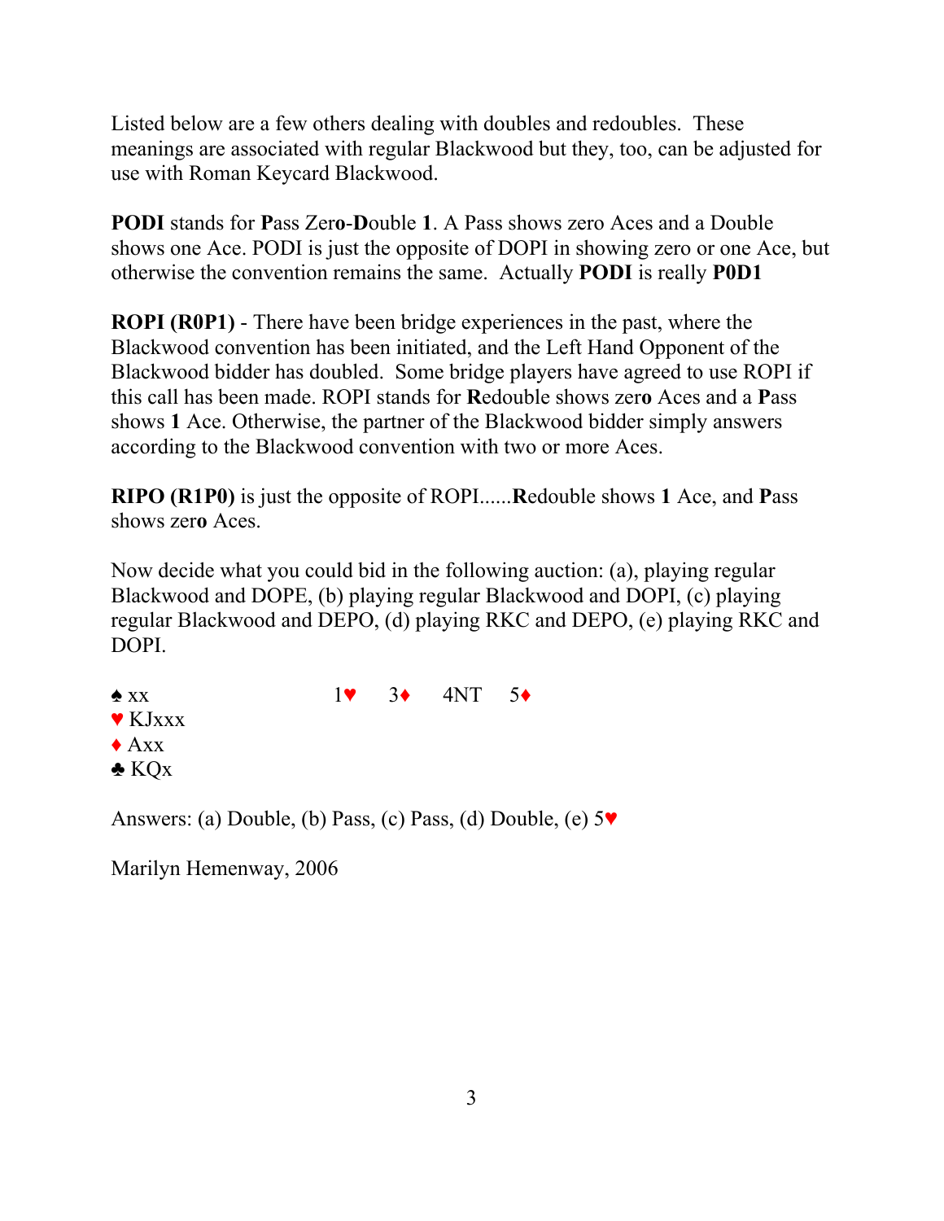Listed below are a few others dealing with doubles and redoubles. These meanings are associated with regular Blackwood but they, too, can be adjusted for use with Roman Keycard Blackwood.

**PODI** stands for **P**ass Zer**o**-**D**ouble **1**. A Pass shows zero Aces and a Double shows one Ace. PODI is just the opposite of DOPI in showing zero or one Ace, but otherwise the convention remains the same. Actually **PODI** is really **P0D1**

**ROPI (R0P1)** - There have been bridge experiences in the past, where the Blackwood convention has been initiated, and the Left Hand Opponent of the Blackwood bidder has doubled. Some bridge players have agreed to use ROPI if this call has been made. ROPI stands for **R**edouble shows zer**o** Aces and a **P**ass shows **1** Ace. Otherwise, the partner of the Blackwood bidder simply answers according to the Blackwood convention with two or more Aces.

**RIPO (R1P0)** is just the opposite of ROPI......**R**edouble shows **1** Ace, and **P**ass shows zer**o** Aces.

Now decide what you could bid in the following auction: (a), playing regular Blackwood and DOPE, (b) playing regular Blackwood and DOPI, (c) playing regular Blackwood and DEPO, (d) playing RKC and DEPO, (e) playing RKC and DOPI.

| | | | | |
|---|---|---|---|---|
| ♠ xx | 1♥ | 3♦ | 4NT | 5♦ |
| ♥ KJxxx | | | | |
| ♦ Axx | | | | |
| ♣ KQx | | | | |

Answers: (a) Double, (b) Pass, (c) Pass, (d) Double, (e) 5♥

Marilyn Hemenway, 2006